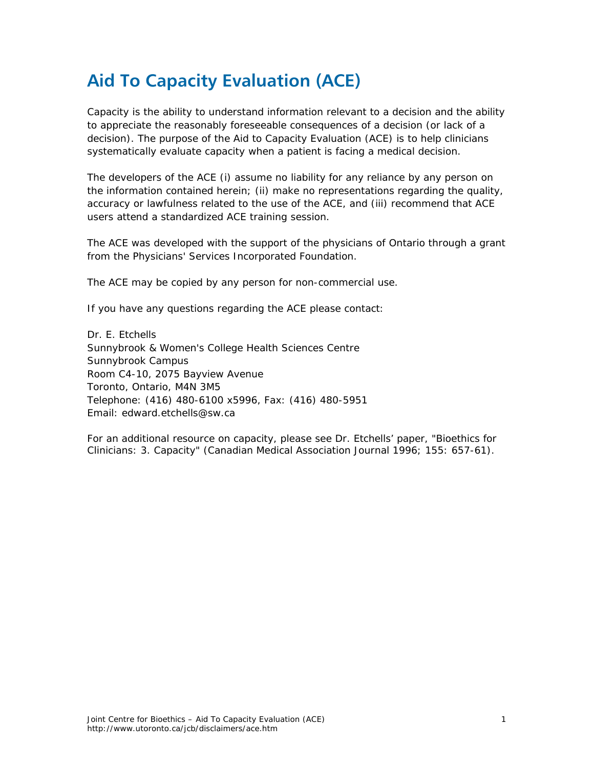# Aid To Capacity Evaluation (ACE)

Capacity is the ability to understand information relevant to a decision and the ability to appreciate the reasonably foreseeable consequences of a decision (or lack of a decision). The purpose of the Aid to Capacity Evaluation (ACE) is to help clinicians systematically evaluate capacity when a patient is facing a medical decision.

The developers of the ACE (i) assume no liability for any reliance by any person on the information contained herein; (ii) make no representations regarding the quality, accuracy or lawfulness related to the use of the ACE, and (iii) recommend that ACE users attend a standardized ACE training session.

The ACE was developed with the support of the physicians of Ontario through a grant from the Physicians' Services Incorporated Foundation.

The ACE may be copied by any person for non-commercial use.

If you have any questions regarding the ACE please contact:

Dr. E. Etchells
Sunnybrook & Women's College Health Sciences Centre
Sunnybrook Campus
Room C4-10, 2075 Bayview Avenue
Toronto, Ontario, M4N 3M5
Telephone: (416) 480-6100 x5996, Fax: (416) 480-5951
Email: edward.etchells@sw.ca

For an additional resource on capacity, please see Dr. Etchells' paper, "Bioethics for Clinicians: 3. Capacity" (Canadian Medical Association Journal 1996; 155: 657-61).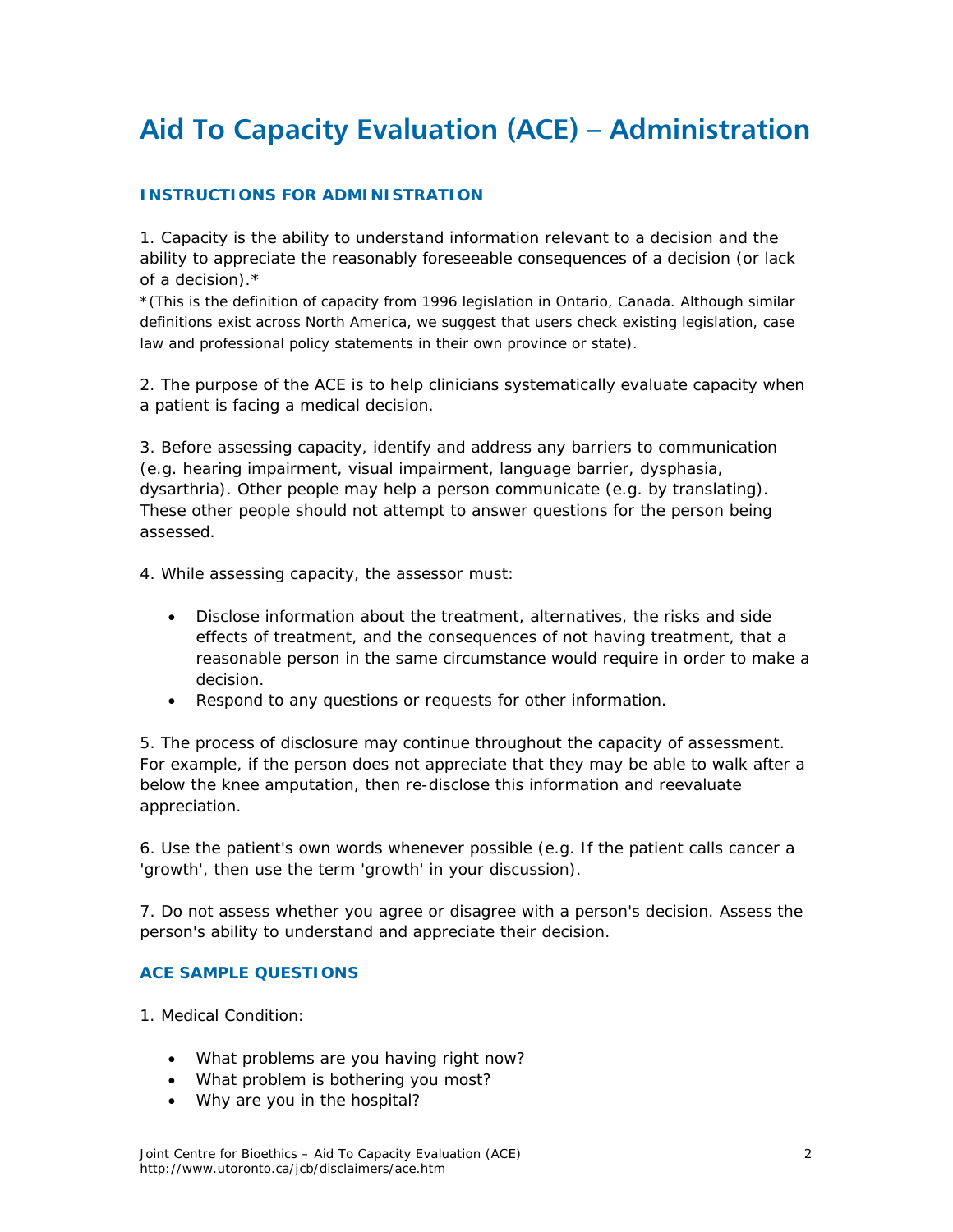# Aid To Capacity Evaluation (ACE) – Administration

### INSTRUCTIONS FOR ADMINISTRATION

1. Capacity is the ability to understand information relevant to a decision and the ability to appreciate the reasonably foreseeable consequences of a decision (or lack of a decision).*

*(This is the definition of capacity from 1996 legislation in Ontario, Canada. Although similar definitions exist across North America, we suggest that users check existing legislation, case law and professional policy statements in their own province or state).

2. The purpose of the ACE is to help clinicians systematically evaluate capacity when a patient is facing a medical decision.

3. Before assessing capacity, identify and address any barriers to communication (e.g. hearing impairment, visual impairment, language barrier, dysphasia, dysarthria). Other people may help a person communicate (e.g. by translating). These other people should not attempt to answer questions for the person being assessed.

4. While assessing capacity, the assessor must:

- Disclose information about the treatment, alternatives, the risks and side effects of treatment, and the consequences of not having treatment, that a reasonable person in the same circumstance would require in order to make a decision.
- Respond to any questions or requests for other information.

5. The process of disclosure may continue throughout the capacity of assessment. For example, if the person does not appreciate that they may be able to walk after a below the knee amputation, then re-disclose this information and reevaluate appreciation.

6. Use the patient's own words whenever possible (e.g. If the patient calls cancer a 'growth', then use the term 'growth' in your discussion).

7. Do not assess whether you agree or disagree with a person's decision. Assess the person's ability to understand and appreciate their decision.

### ACE SAMPLE QUESTIONS

1. Medical Condition:

- What problems are you having right now?
- What problem is bothering you most?
- Why are you in the hospital?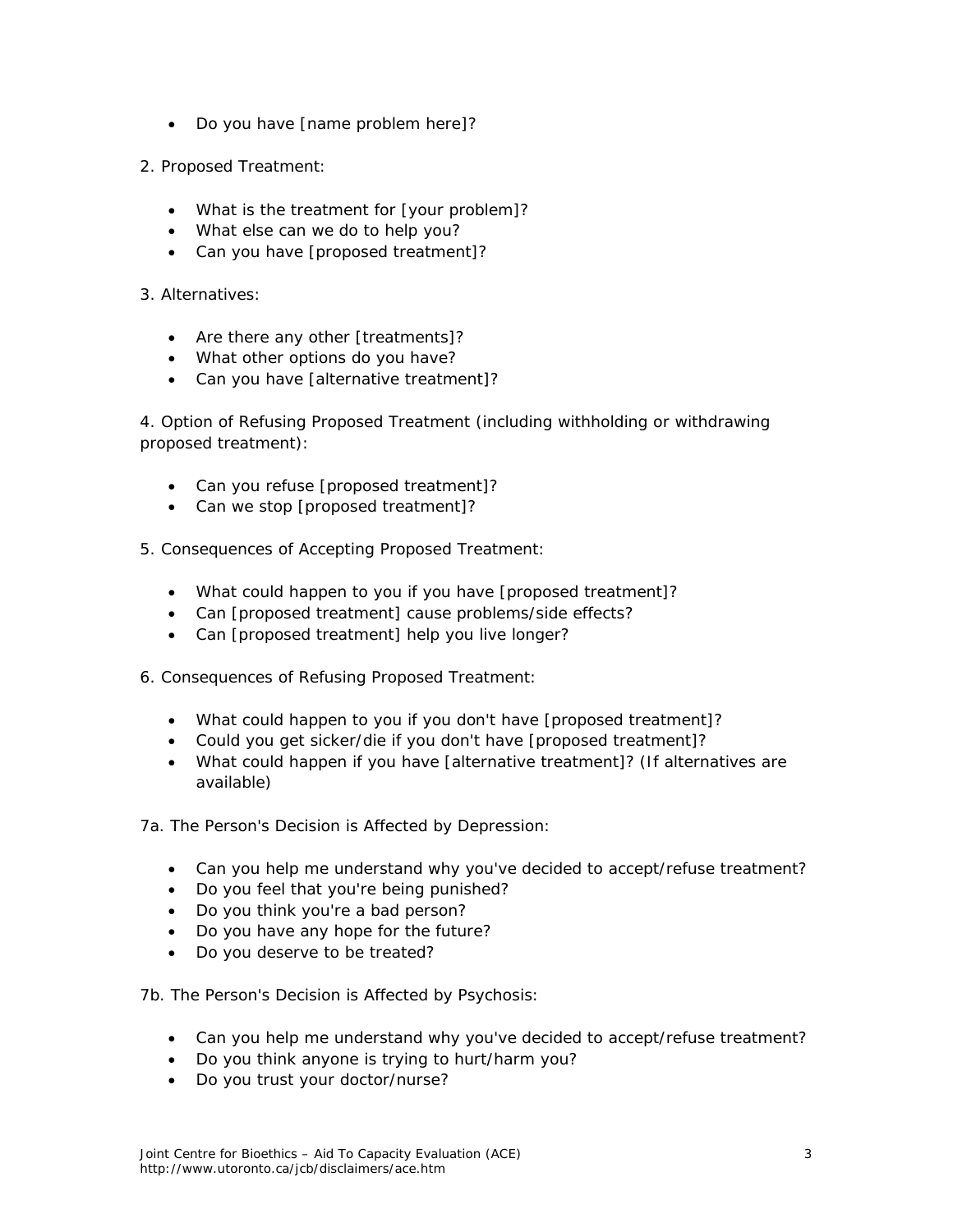- Do you have [name problem here]?

2. Proposed Treatment:

- What is the treatment for [your problem]?
- What else can we do to help you?
- Can you have [proposed treatment]?

3. Alternatives:

- Are there any other [treatments]?
- What other options do you have?
- Can you have [alternative treatment]?

4. Option of Refusing Proposed Treatment (including withholding or withdrawing proposed treatment):

- Can you refuse [proposed treatment]?
- Can we stop [proposed treatment]?

5. Consequences of Accepting Proposed Treatment:

- What could happen to you if you have [proposed treatment]?
- Can [proposed treatment] cause problems/side effects?
- Can [proposed treatment] help you live longer?

6. Consequences of Refusing Proposed Treatment:

- What could happen to you if you don't have [proposed treatment]?
- Could you get sicker/die if you don't have [proposed treatment]?
- What could happen if you have [alternative treatment]? (If alternatives are available)

7a. The Person's Decision is Affected by Depression:

- Can you help me understand why you've decided to accept/refuse treatment?
- Do you feel that you're being punished?
- Do you think you're a bad person?
- Do you have any hope for the future?
- Do you deserve to be treated?

7b. The Person's Decision is Affected by Psychosis:

- Can you help me understand why you've decided to accept/refuse treatment?
- Do you think anyone is trying to hurt/harm you?
- Do you trust your doctor/nurse?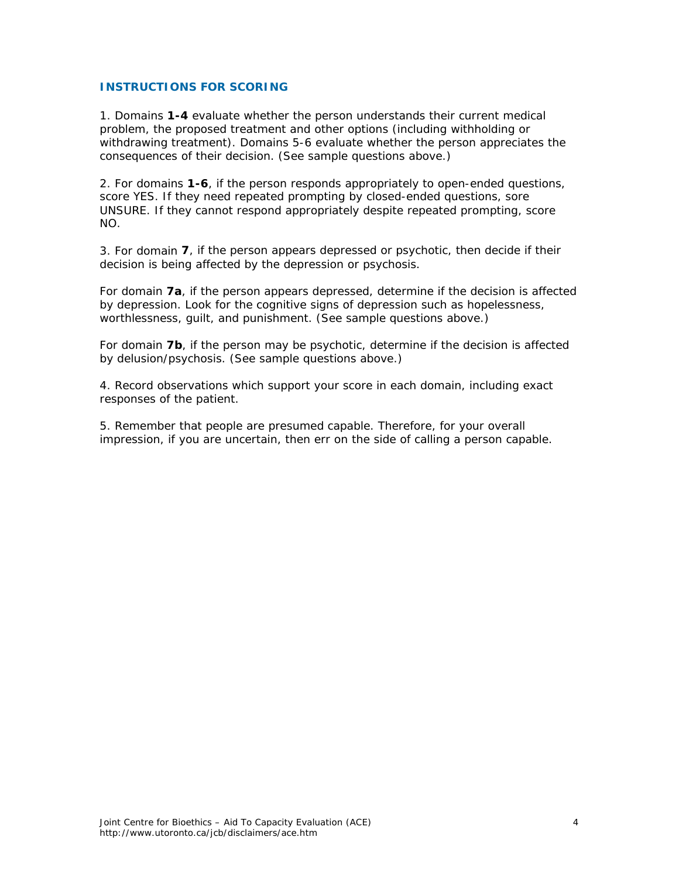## INSTRUCTIONS FOR SCORING

1. Domains **1-4** evaluate whether the person understands their current medical problem, the proposed treatment and other options (including withholding or withdrawing treatment). Domains 5-6 evaluate whether the person appreciates the consequences of their decision. (See sample questions above.)

2. For domains **1-6**, if the person responds appropriately to open-ended questions, score YES. If they need repeated prompting by closed-ended questions, sore UNSURE. If they cannot respond appropriately despite repeated prompting, score NO.

3. For domain **7**, if the person appears depressed or psychotic, then decide if their decision is being affected by the depression or psychosis.

For domain **7a**, if the person appears depressed, determine if the decision is affected by depression. Look for the cognitive signs of depression such as hopelessness, worthlessness, guilt, and punishment. (See sample questions above.)

For domain **7b**, if the person may be psychotic, determine if the decision is affected by delusion/psychosis. (See sample questions above.)

4. Record observations which support your score in each domain, including exact responses of the patient.

5. Remember that people are presumed capable. Therefore, for your overall impression, if you are uncertain, then err on the side of calling a person capable.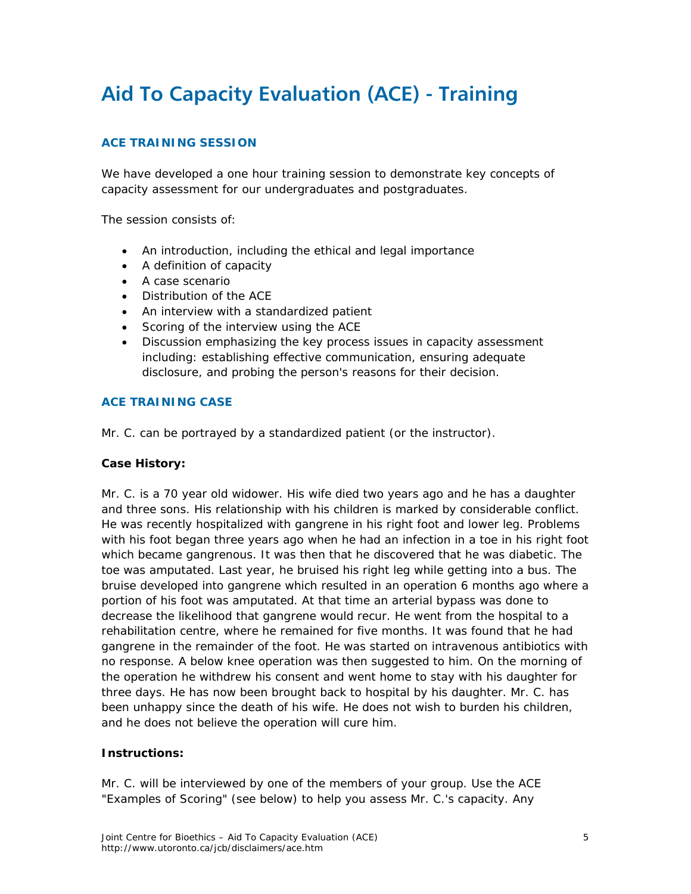# Aid To Capacity Evaluation (ACE) - Training

### ACE TRAINING SESSION

We have developed a one hour training session to demonstrate key concepts of capacity assessment for our undergraduates and postgraduates.

The session consists of:

- An introduction, including the ethical and legal importance
- A definition of capacity
- A case scenario
- Distribution of the ACE
- An interview with a standardized patient
- Scoring of the interview using the ACE
- Discussion emphasizing the key process issues in capacity assessment including: establishing effective communication, ensuring adequate disclosure, and probing the person's reasons for their decision.

### ACE TRAINING CASE

Mr. C. can be portrayed by a standardized patient (or the instructor).

**Case History:**

Mr. C. is a 70 year old widower. His wife died two years ago and he has a daughter and three sons. His relationship with his children is marked by considerable conflict. He was recently hospitalized with gangrene in his right foot and lower leg. Problems with his foot began three years ago when he had an infection in a toe in his right foot which became gangrenous. It was then that he discovered that he was diabetic. The toe was amputated. Last year, he bruised his right leg while getting into a bus. The bruise developed into gangrene which resulted in an operation 6 months ago where a portion of his foot was amputated. At that time an arterial bypass was done to decrease the likelihood that gangrene would recur. He went from the hospital to a rehabilitation centre, where he remained for five months. It was found that he had gangrene in the remainder of the foot. He was started on intravenous antibiotics with no response. A below knee operation was then suggested to him. On the morning of the operation he withdrew his consent and went home to stay with his daughter for three days. He has now been brought back to hospital by his daughter. Mr. C. has been unhappy since the death of his wife. He does not wish to burden his children, and he does not believe the operation will cure him.

**Instructions:**

Mr. C. will be interviewed by one of the members of your group. Use the ACE "Examples of Scoring" (see below) to help you assess Mr. C.'s capacity. Any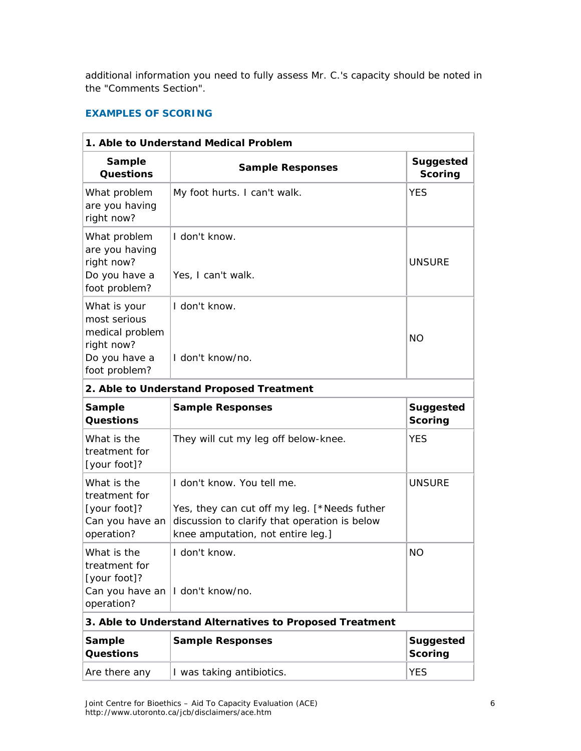additional information you need to fully assess Mr. C.'s capacity should be noted in the "Comments Section".

### EXAMPLES OF SCORING

| **1. Able to Understand Medical Problem** | | |
|---|---|---|
| **Sample Questions** | **Sample Responses** | **Suggested Scoring** |
| What problem are you having right now? | My foot hurts. I can't walk. | YES |
| What problem are you having right now?<br>Do you have a foot problem? | I don't know.<br><br>Yes, I can't walk. | UNSURE |
| What is your most serious medical problem right now?<br>Do you have a foot problem? | I don't know.<br><br>I don't know/no. | NO |
| **2. Able to Understand Proposed Treatment** | | |
| **Sample Questions** | **Sample Responses** | **Suggested Scoring** |
| What is the treatment for [your foot]? | They will cut my leg off below-knee. | YES |
| What is the treatment for [your foot]?<br>Can you have an operation? | I don't know. You tell me.<br><br>Yes, they can cut off my leg. [*Needs futher discussion to clarify that operation is below knee amputation, not entire leg.] | UNSURE |
| What is the treatment for [your foot]?<br>Can you have an operation? | I don't know.<br><br>I don't know/no. | NO |
| **3. Able to Understand Alternatives to Proposed Treatment** | | |
| **Sample Questions** | **Sample Responses** | **Suggested Scoring** |
| Are there any | I was taking antibiotics. | YES |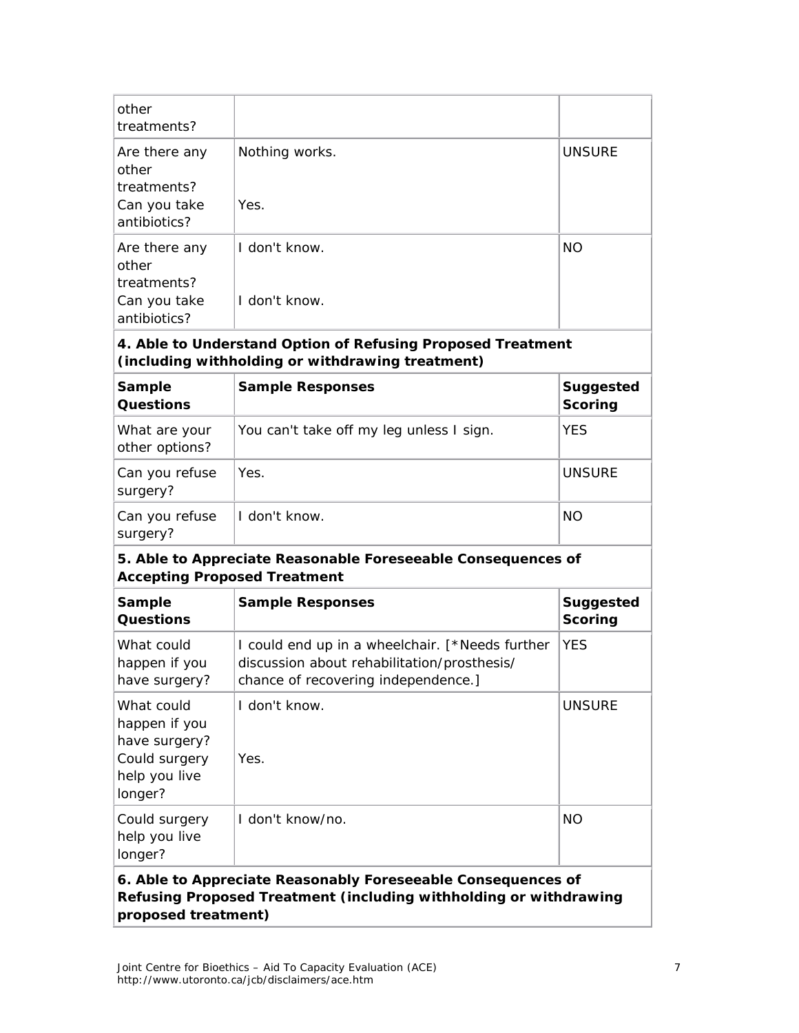| | | |
|---|---|---|
| other treatments? | | |
| Are there any other treatments?<br>Can you take antibiotics? | Nothing works.<br><br>Yes. | UNSURE |
| Are there any other treatments?<br>Can you take antibiotics? | I don't know.<br><br>I don't know. | NO |

**4. Able to Understand Option of Refusing Proposed Treatment (including withholding or withdrawing treatment)**

| Sample Questions | Sample Responses | Suggested Scoring |
|---|---|---|
| What are your other options? | You can't take off my leg unless I sign. | YES |
| Can you refuse surgery? | Yes. | UNSURE |
| Can you refuse surgery? | I don't know. | NO |

**5. Able to Appreciate Reasonable Foreseeable Consequences of Accepting Proposed Treatment**

| Sample Questions | Sample Responses | Suggested Scoring |
|---|---|---|
| What could happen if you have surgery? | I could end up in a wheelchair. [*Needs further discussion about rehabilitation/prosthesis/ chance of recovering independence.] | YES |
| What could happen if you have surgery?<br>Could surgery help you live longer? | I don't know.<br><br>Yes. | UNSURE |
| Could surgery help you live longer? | I don't know/no. | NO |

**6. Able to Appreciate Reasonably Foreseeable Consequences of Refusing Proposed Treatment (including withholding or withdrawing proposed treatment)**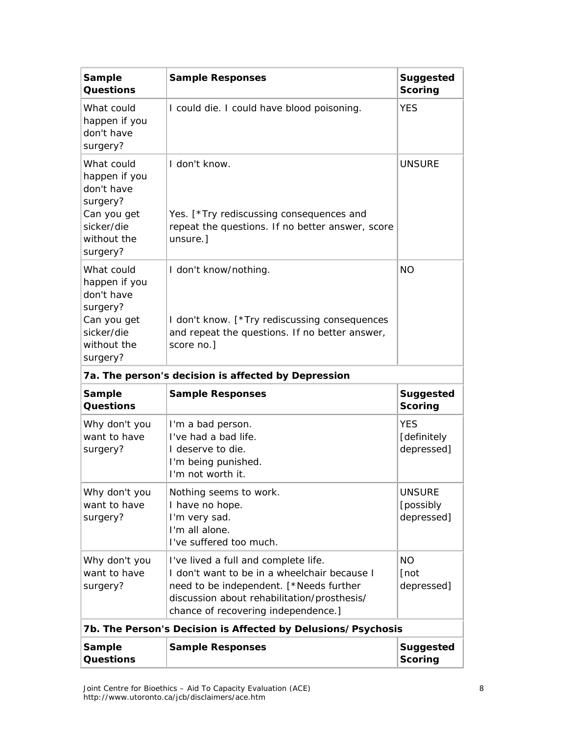| Sample Questions | Sample Responses | Suggested Scoring |
|---|---|---|
| What could happen if you don't have surgery? | I could die. I could have blood poisoning. | YES |
| What could happen if you don't have surgery?<br>Can you get sicker/die without the surgery? | I don't know.<br><br>Yes. [*Try rediscussing consequences and repeat the questions. If no better answer, score unsure.] | UNSURE |
| What could happen if you don't have surgery?<br>Can you get sicker/die without the surgery? | I don't know/nothing.<br><br>I don't know. [*Try rediscussing consequences and repeat the questions. If no better answer, score no.] | NO |

**7a. The person's decision is affected by Depression**

| Sample Questions | Sample Responses | Suggested Scoring |
|---|---|---|
| Why don't you want to have surgery? | I'm a bad person.<br>I've had a bad life.<br>I deserve to die.<br>I'm being punished.<br>I'm not worth it. | YES [definitely depressed] |
| Why don't you want to have surgery? | Nothing seems to work.<br>I have no hope.<br>I'm very sad.<br>I'm all alone.<br>I've suffered too much. | UNSURE [possibly depressed] |
| Why don't you want to have surgery? | I've lived a full and complete life.<br>I don't want to be in a wheelchair because I need to be independent. [*Needs further discussion about rehabilitation/prosthesis/ chance of recovering independence.] | NO [not depressed] |

**7b. The Person's Decision is Affected by Delusions/Psychosis**

| Sample Questions | Sample Responses | Suggested Scoring |
|---|---|---|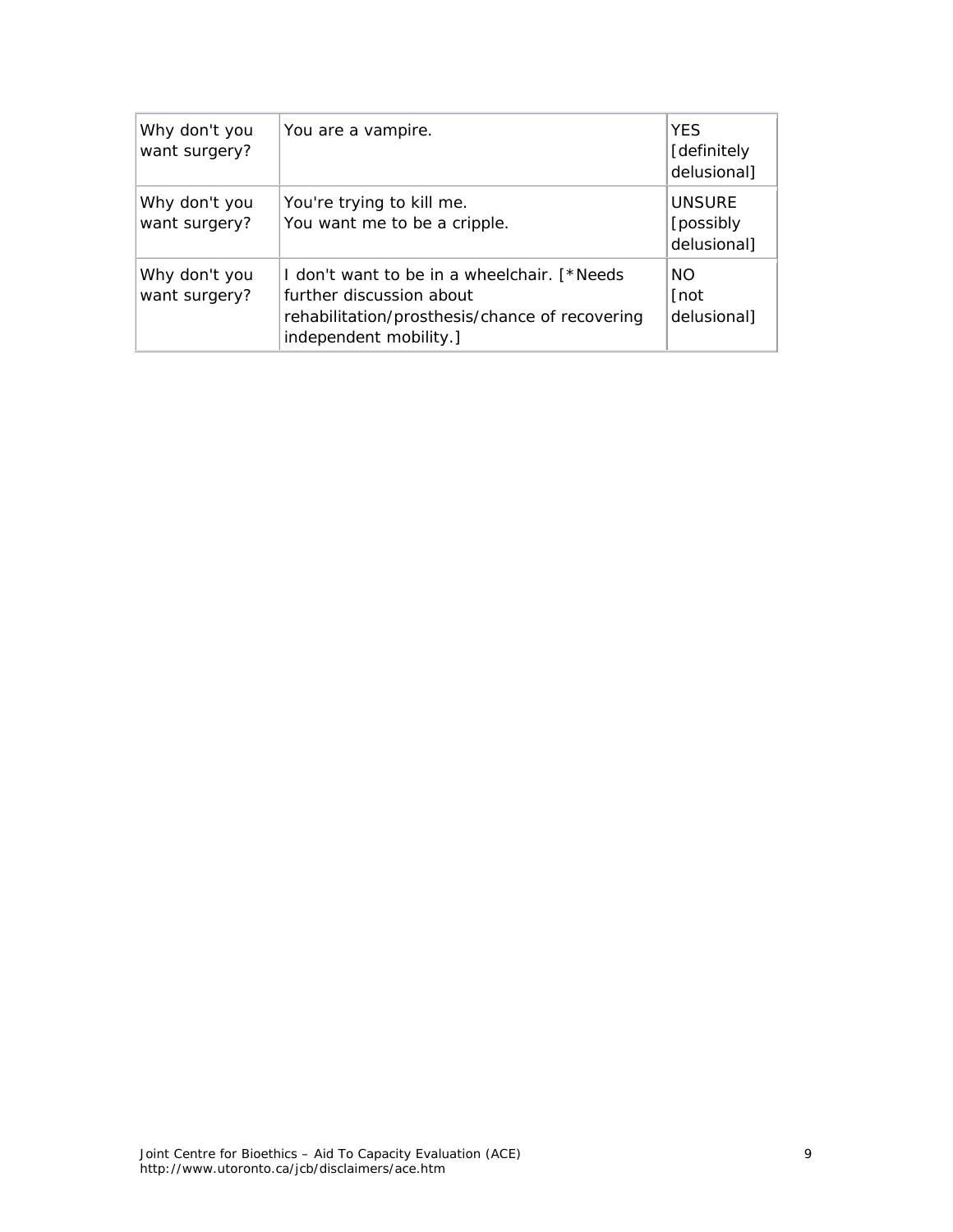| | | |
|---|---|---|
| Why don't you want surgery? | You are a vampire. | YES [definitely delusional] |
| Why don't you want surgery? | You're trying to kill me.<br>You want me to be a cripple. | UNSURE [possibly delusional] |
| Why don't you want surgery? | I don't want to be in a wheelchair. [*Needs further discussion about rehabilitation/prosthesis/chance of recovering independent mobility.] | NO [not delusional] |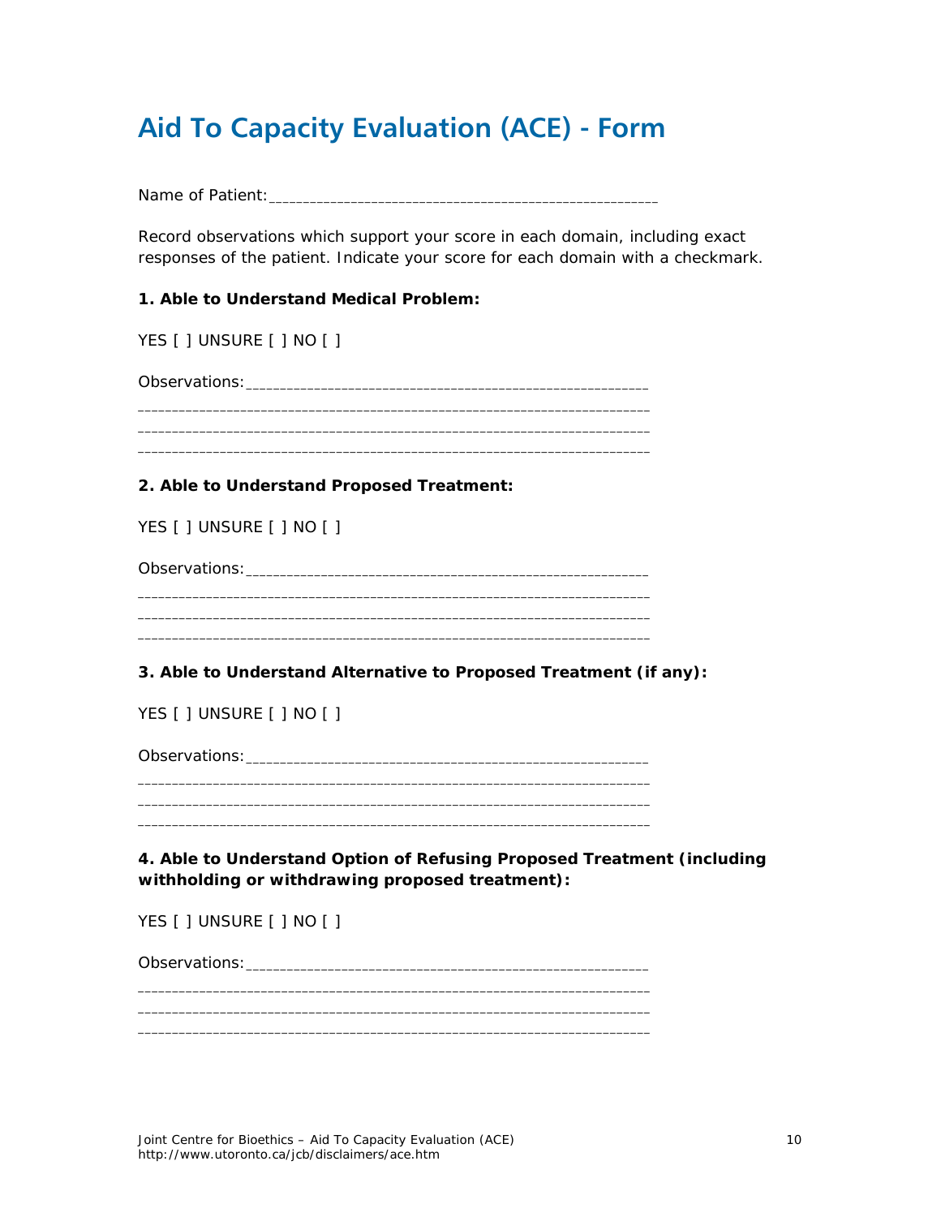# Aid To Capacity Evaluation (ACE) - Form

Name of Patient:______________________________________________________

Record observations which support your score in each domain, including exact responses of the patient. Indicate your score for each domain with a checkmark.

**1. Able to Understand Medical Problem:**

YES [ ] UNSURE [ ] NO [ ]

Observations:_______________________________________________________
_______________________________________________________________________
_______________________________________________________________________
_______________________________________________________________________

**2. Able to Understand Proposed Treatment:**

YES [ ] UNSURE [ ] NO [ ]

Observations:_______________________________________________________
_______________________________________________________________________
_______________________________________________________________________
_______________________________________________________________________

**3. Able to Understand Alternative to Proposed Treatment (if any):**

YES [ ] UNSURE [ ] NO [ ]

Observations:_______________________________________________________
_______________________________________________________________________
_______________________________________________________________________
_______________________________________________________________________

**4. Able to Understand Option of Refusing Proposed Treatment (including withholding or withdrawing proposed treatment):**

YES [ ] UNSURE [ ] NO [ ]

Observations:_______________________________________________________
_______________________________________________________________________
_______________________________________________________________________
_______________________________________________________________________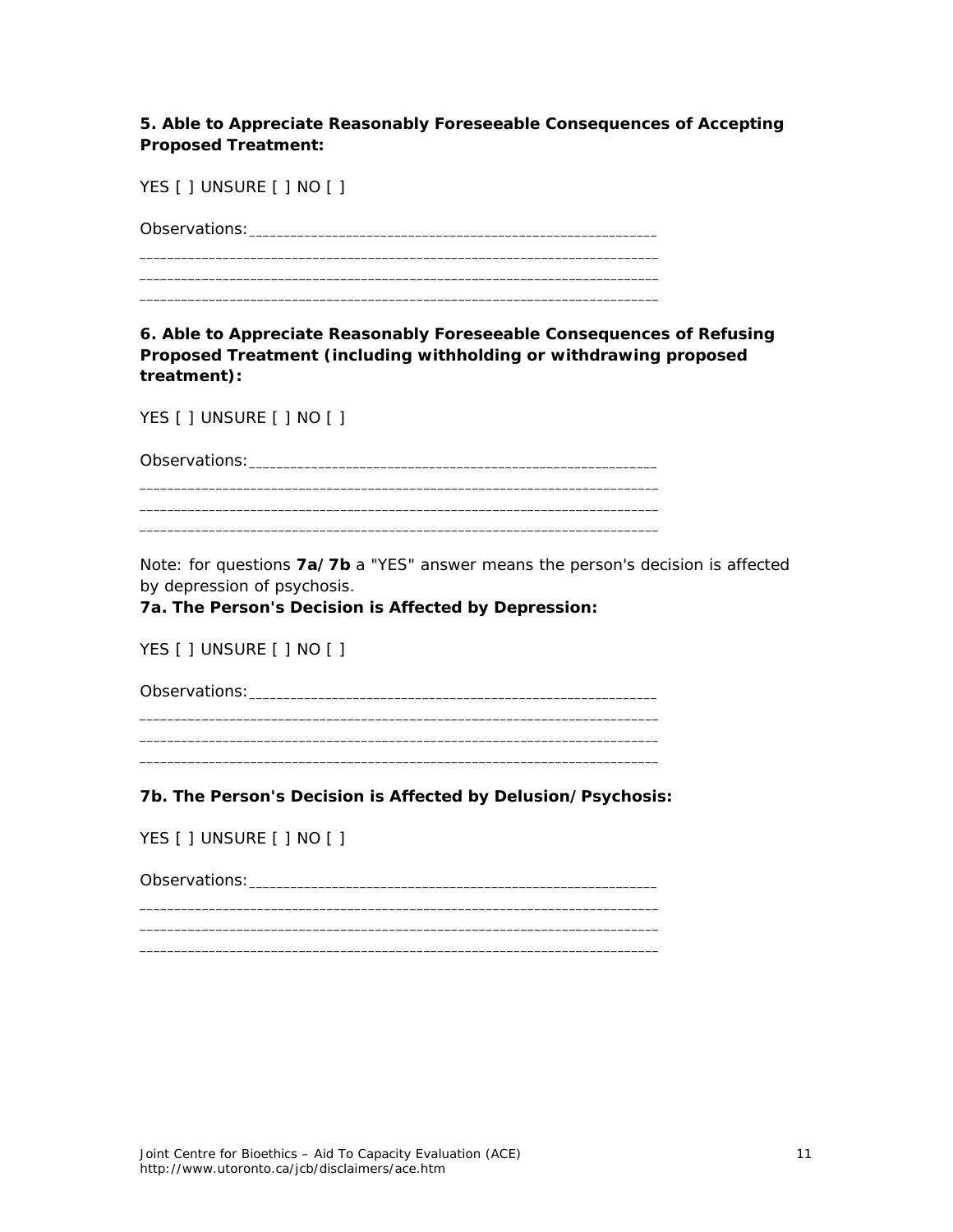**5. Able to Appreciate Reasonably Foreseeable Consequences of Accepting Proposed Treatment:**

YES [ ] UNSURE [ ] NO [ ]

Observations:_______________________________________________________

_______________________________________________________________________
_______________________________________________________________________
_______________________________________________________________________

**6. Able to Appreciate Reasonably Foreseeable Consequences of Refusing Proposed Treatment (including withholding or withdrawing proposed treatment):**

YES [ ] UNSURE [ ] NO [ ]

Observations:_______________________________________________________

_______________________________________________________________________
_______________________________________________________________________
_______________________________________________________________________

Note: for questions **7a/7b** a "YES" answer means the person's decision is affected by depression of psychosis.

**7a. The Person's Decision is Affected by Depression:**

YES [ ] UNSURE [ ] NO [ ]

Observations:_______________________________________________________

_______________________________________________________________________
_______________________________________________________________________
_______________________________________________________________________

**7b. The Person's Decision is Affected by Delusion/Psychosis:**

YES [ ] UNSURE [ ] NO [ ]

Observations:_______________________________________________________

_______________________________________________________________________
_______________________________________________________________________
_______________________________________________________________________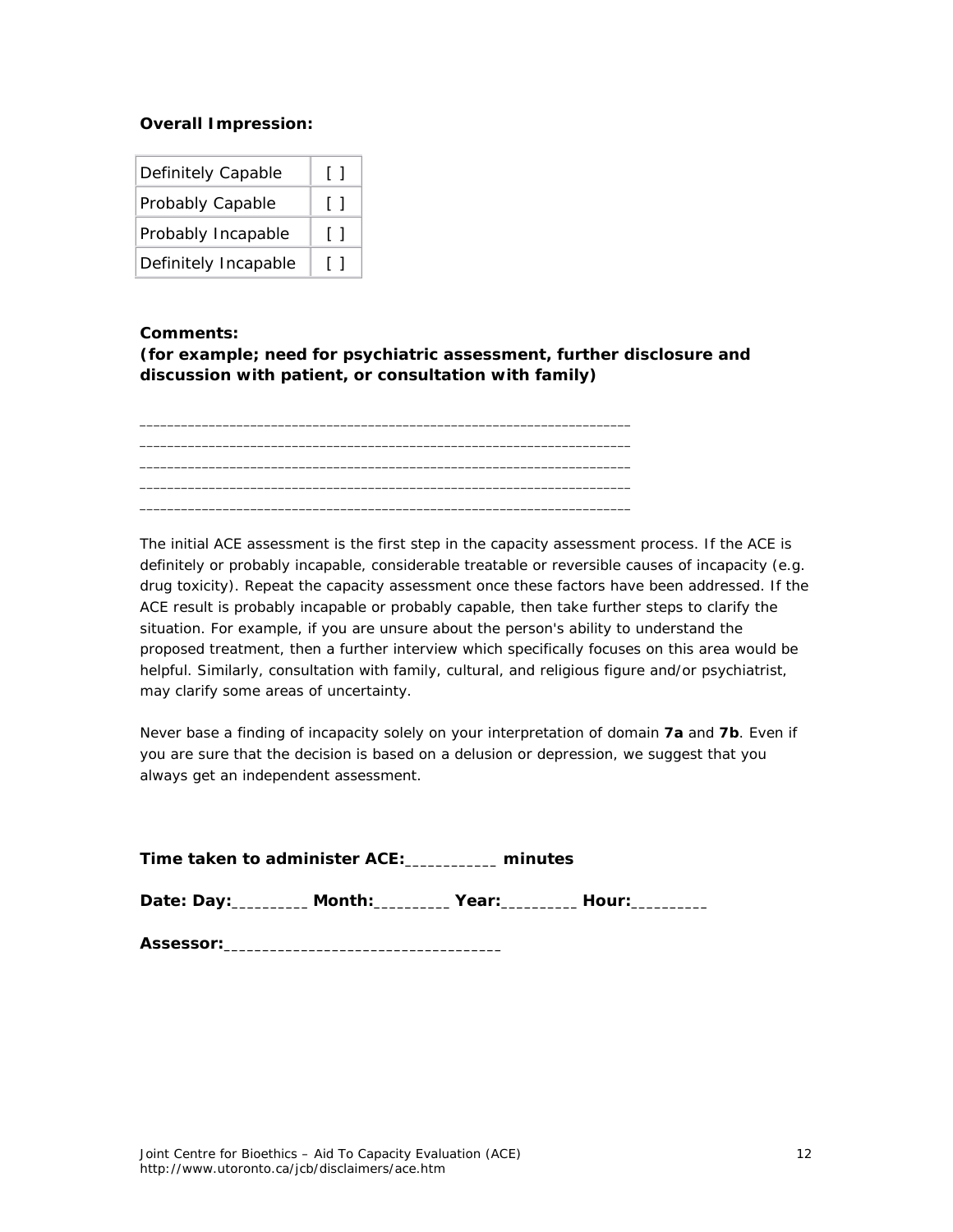**Overall Impression:**

| | |
|---|---|
| Definitely Capable | [ ] |
| Probably Capable | [ ] |
| Probably Incapable | [ ] |
| Definitely Incapable | [ ] |

**Comments:**
**(for example; need for psychiatric assessment, further disclosure and discussion with patient, or consultation with family)**

______________________________________________________________________
______________________________________________________________________
______________________________________________________________________
______________________________________________________________________
______________________________________________________________________

The initial ACE assessment is the first step in the capacity assessment process. If the ACE is definitely or probably incapable, considerable treatable or reversible causes of incapacity (e.g. drug toxicity). Repeat the capacity assessment once these factors have been addressed. If the ACE result is probably incapable or probably capable, then take further steps to clarify the situation. For example, if you are unsure about the person's ability to understand the proposed treatment, then a further interview which specifically focuses on this area would be helpful. Similarly, consultation with family, cultural, and religious figure and/or psychiatrist, may clarify some areas of uncertainty.

Never base a finding of incapacity solely on your interpretation of domain **7a** and **7b**. Even if you are sure that the decision is based on a delusion or depression, we suggest that you always get an independent assessment.

**Time taken to administer ACE:**___________ **minutes**

**Date: Day:**_________ **Month:**_________ **Year:**_________ **Hour:**_________

**Assessor:**___________________________________